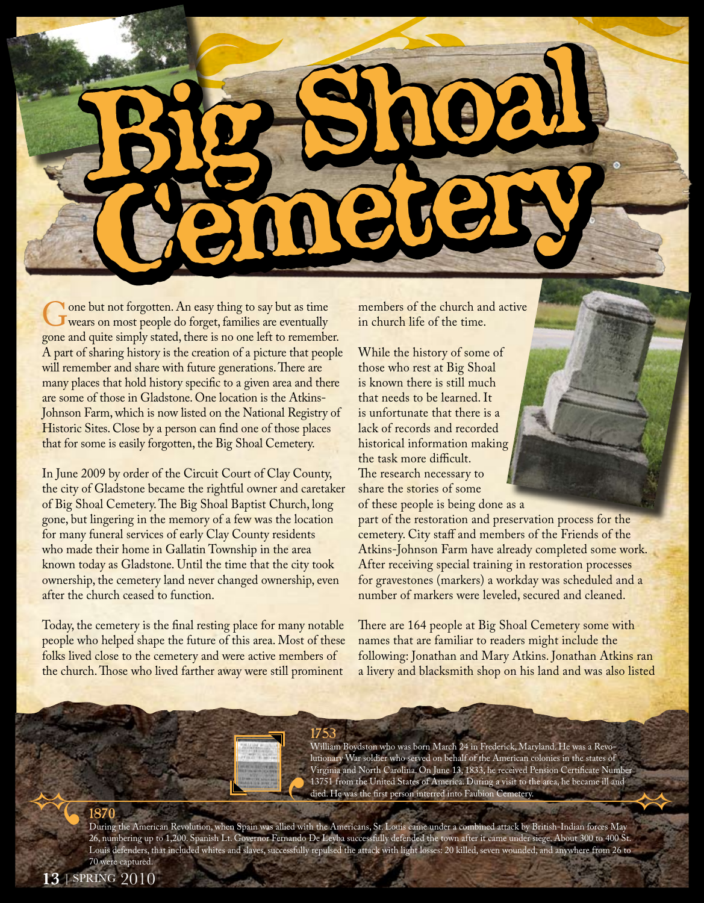# Big Shoal Cemetery

Gone but not forgotten. An easy thing to say but as time wears on most people do forget, families are eventually gone and quite simply stated, there is no one left to remember. A part of sharing history is the creation of a picture that people will remember and share with future generations. There are many places that hold history specific to a given area and there are some of those in Gladstone. One location is the Atkins-Johnson Farm, which is now listed on the National Registry of Historic Sites. Close by a person can find one of those places that for some is easily forgotten, the Big Shoal Cemetery.

In June 2009 by order of the Circuit Court of Clay County, the city of Gladstone became the rightful owner and caretaker of Big Shoal Cemetery. The Big Shoal Baptist Church, long gone, but lingering in the memory of a few was the location for many funeral services of early Clay County residents who made their home in Gallatin Township in the area known today as Gladstone. Until the time that the city took ownership, the cemetery land never changed ownership, even after the church ceased to function.

Today, the cemetery is the final resting place for many notable people who helped shape the future of this area. Most of these folks lived close to the cemetery and were active members of the church. Those who lived farther away were still prominent members of the church and active in church life of the time.

While the history of some of those who rest at Big Shoal is known there is still much that needs to be learned. It is unfortunate that there is a lack of records and recorded historical information making the task more difficult. The research necessary to share the stories of some of these people is being done as a part of the restoration and preservation process for the cemetery. City staff and members of the Friends of the Atkins-Johnson Farm have already completed some work. After receiving special training in restoration processes for gravestones (markers) a workday was scheduled and a number of markers were leveled, secured and cleaned.

There are 164 people at Big Shoal Cemetery some with names that are familiar to readers might include the following: Jonathan and Mary Atkins. Jonathan Atkins ran a livery and blacksmith shop on his land and was also listed

**1753**

William Boydston who was born March 24 in Frederick, Maryland. He was a Revolutionary War soldier who served on behalf of the American colonies in the states of Virginia and North Carolina. On June 13, 1833, he received Pension Certificate Number 13751 from the United States of America. During a visit to the area, he became ill and died. He was the first person interred into Faubion Cemetery.

**1870**

During the American Revolution, when Spain was allied with the Americans, St. Louis came under a combined attack by British-Indian forces May 26, numbering up to 1,200. Spanish Lt. Governor Fernando De Leyba successfully defended the town after it came under siege. About 300 to 400 St. Louis defenders, that included whites and slaves, successfully repulsed the attack with light losses: 20 killed, seven wounded, and anywhere from 26 to 70 were captured.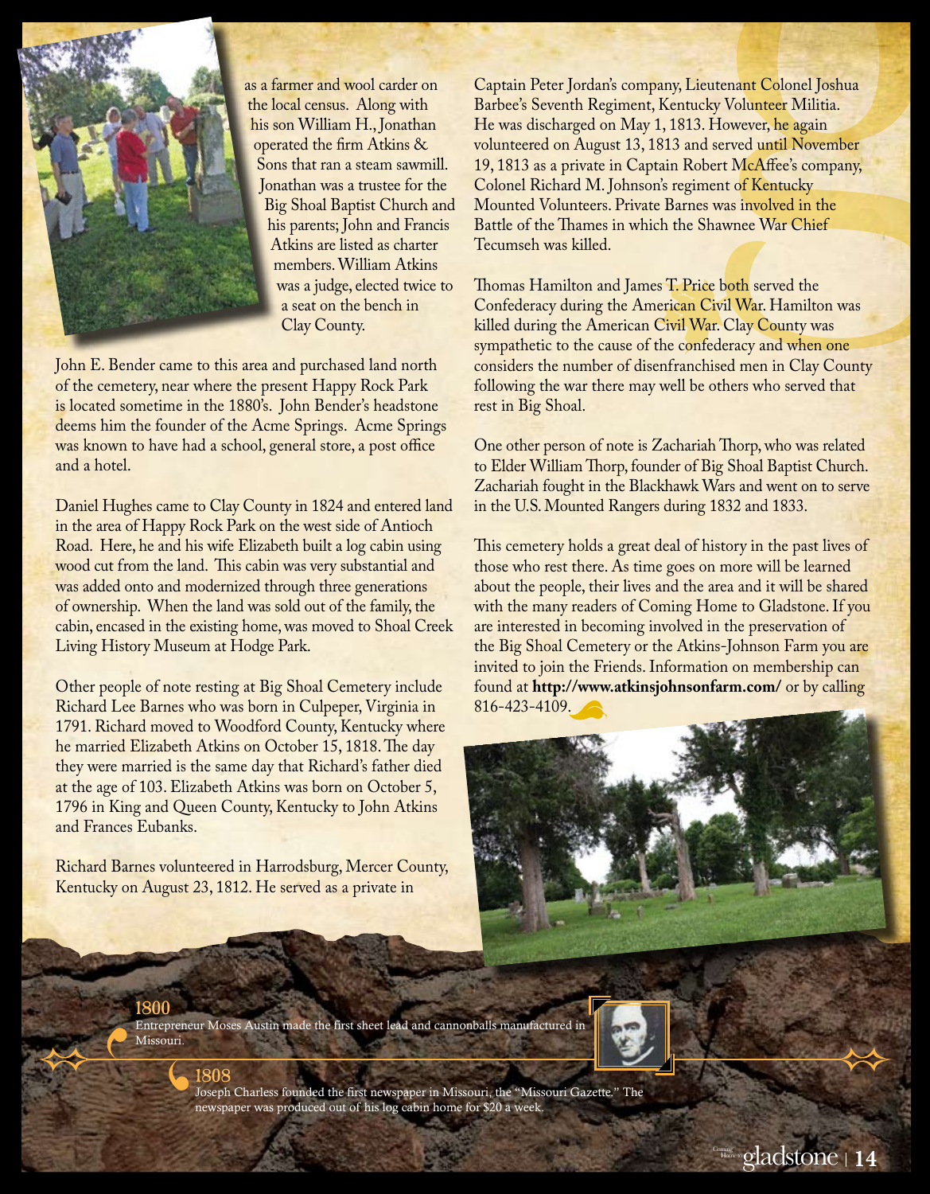as a farmer and wool carder on the local census. Along with his son William H., Jonathan operated the firm Atkins & Sons that ran a steam sawmill. Jonathan was a trustee for the Big Shoal Baptist Church and his parents; John and Francis Atkins are listed as charter members. William Atkins was a judge, elected twice to a seat on the bench in Clay County.

John E. Bender came to this area and purchased land north of the cemetery, near where the present Happy Rock Park is located sometime in the 1880's. John Bender's headstone deems him the founder of the Acme Springs. Acme Springs was known to have had a school, general store, a post office and a hotel.

Daniel Hughes came to Clay County in 1824 and entered land in the area of Happy Rock Park on the west side of Antioch Road. Here, he and his wife Elizabeth built a log cabin using wood cut from the land. This cabin was very substantial and was added onto and modernized through three generations of ownership. When the land was sold out of the family, the cabin, encased in the existing home, was moved to Shoal Creek Living History Museum at Hodge Park.

Other people of note resting at Big Shoal Cemetery include Richard Lee Barnes who was born in Culpeper, Virginia in 1791. Richard moved to Woodford County, Kentucky where he married Elizabeth Atkins on October 15, 1818. The day they were married is the same day that Richard's father died at the age of 103. Elizabeth Atkins was born on October 5, 1796 in King and Queen County, Kentucky to John Atkins and Frances Eubanks.

Richard Barnes volunteered in Harrodsburg, Mercer County, Kentucky on August 23, 1812. He served as a private in Captain Peter Jordan's company, Lieutenant Colonel Joshua Barbee's Seventh Regiment, Kentucky Volunteer Militia. He was discharged on May 1, 1813. However, he again volunteered on August 13, 1813 and served until November 19, 1813 as a private in Captain Robert McAffee's company, Colonel Richard M. Johnson's regiment of Kentucky Mounted Volunteers. Private Barnes was involved in the Battle of the Thames in which the Shawnee War Chief Tecumseh was killed.

Thomas Hamilton and James T. Price both served the Confederacy during the American Civil War. Hamilton was killed during the American Civil War. Clay County was sympathetic to the cause of the confederacy and when one considers the number of disenfranchised men in Clay County following the war there may well be others who served that rest in Big Shoal.

One other person of note is Zachariah Thorp, who was related to Elder William Thorp, founder of Big Shoal Baptist Church. Zachariah fought in the Blackhawk Wars and went on to serve in the U.S. Mounted Rangers during 1832 and 1833.

This cemetery holds a great deal of history in the past lives of those who rest there. As time goes on more will be learned about the people, their lives and the area and it will be shared with the many readers of Coming Home to Gladstone. If you are interested in becoming involved in the preservation of the Big Shoal Cemetery or the Atkins-Johnson Farm you are invited to join the Friends. Information on membership can found at **http://www.atkinsjohnsonfarm.com/** or by calling 816-423-4109.

**1800**
Entrepreneur Moses Austin made the first sheet lead and cannonballs manufactured in Missouri.

**1808**
Joseph Charless founded the first newspaper in Missouri, the "Missouri Gazette." The newspaper was produced out of his log cabin home for $20 a week.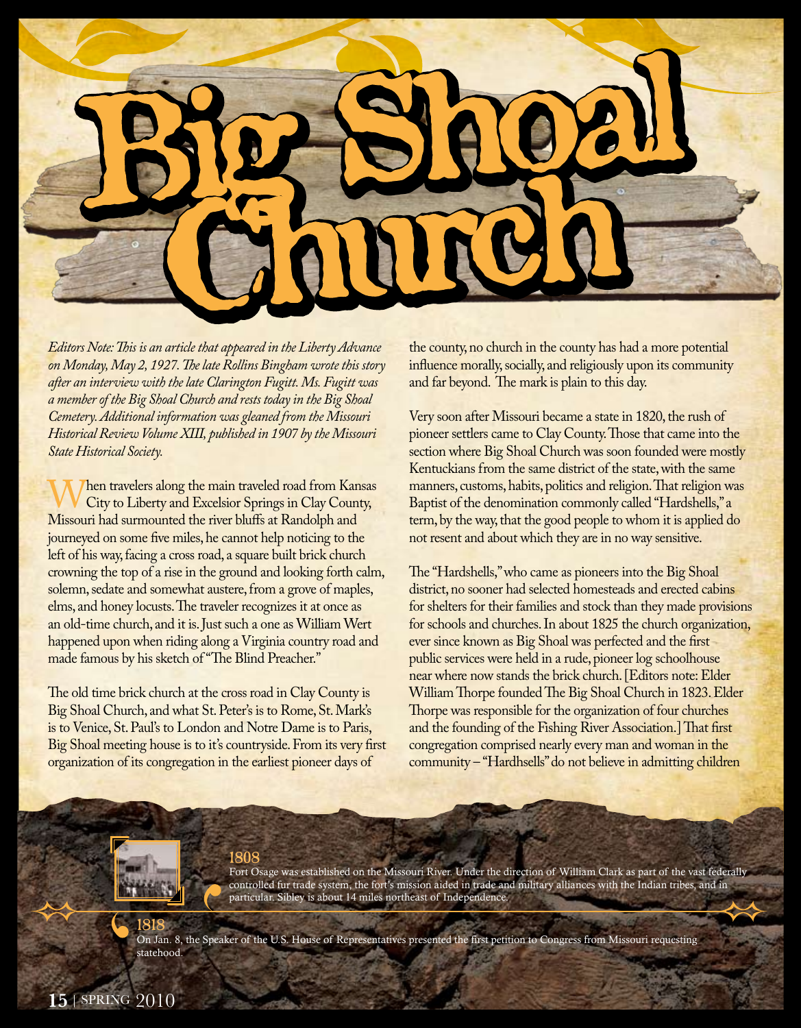# Big Shoal Church

*Editors Note: This is an article that appeared in the Liberty Advance on Monday, May 2, 1927. The late Rollins Bingham wrote this story after an interview with the late Clarington Fugitt. Ms. Fugitt was a member of the Big Shoal Church and rests today in the Big Shoal Cemetery. Additional information was gleaned from the Missouri Historical Review Volume XIII, published in 1907 by the Missouri State Historical Society.*

When travelers along the main traveled road from Kansas City to Liberty and Excelsior Springs in Clay County, Missouri had surmounted the river bluffs at Randolph and journeyed on some five miles, he cannot help noticing to the left of his way, facing a cross road, a square built brick church crowning the top of a rise in the ground and looking forth calm, solemn, sedate and somewhat austere, from a grove of maples, elms, and honey locusts. The traveler recognizes it at once as an old-time church, and it is. Just such a one as William Wert happened upon when riding along a Virginia country road and made famous by his sketch of "The Blind Preacher."

The old time brick church at the cross road in Clay County is Big Shoal Church, and what St. Peter's is to Rome, St. Mark's is to Venice, St. Paul's to London and Notre Dame is to Paris, Big Shoal meeting house is to it's countryside. From its very first organization of its congregation in the earliest pioneer days of the county, no church in the county has had a more potential influence morally, socially, and religiously upon its community and far beyond. The mark is plain to this day.

Very soon after Missouri became a state in 1820, the rush of pioneer settlers came to Clay County. Those that came into the section where Big Shoal Church was soon founded were mostly Kentuckians from the same district of the state, with the same manners, customs, habits, politics and religion. That religion was Baptist of the denomination commonly called "Hardshells," a term, by the way, that the good people to whom it is applied do not resent and about which they are in no way sensitive.

The "Hardshells," who came as pioneers into the Big Shoal district, no sooner had selected homesteads and erected cabins for shelters for their families and stock than they made provisions for schools and churches. In about 1825 the church organization, ever since known as Big Shoal was perfected and the first public services were held in a rude, pioneer log schoolhouse near where now stands the brick church. [Editors note: Elder William Thorpe founded The Big Shoal Church in 1823. Elder Thorpe was responsible for the organization of four churches and the founding of the Fishing River Association.] That first congregation comprised nearly every man and woman in the community – "Hardhsells" do not believe in admitting children

**1808**
Fort Osage was established on the Missouri River. Under the direction of William Clark as part of the vast federally controlled fur trade system, the fort's mission aided in trade and military alliances with the Indian tribes, and in particular. Sibley is about 14 miles northeast of Independence.

**1818**
On Jan. 8, the Speaker of the U.S. House of Representatives presented the first petition to Congress from Missouri requesting statehood.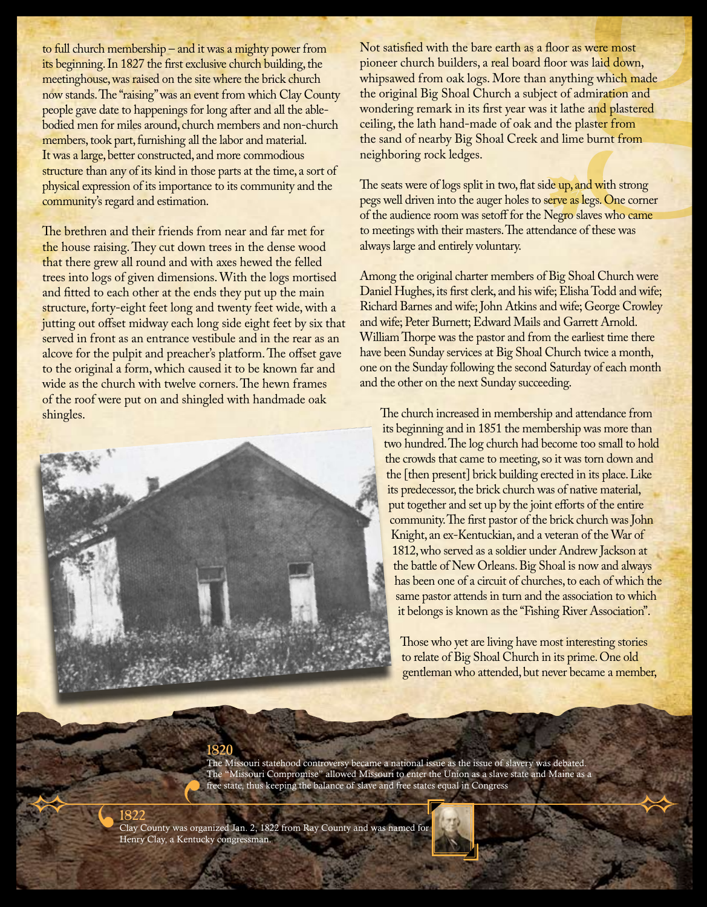to full church membership – and it was a mighty power from its beginning. In 1827 the first exclusive church building, the meetinghouse, was raised on the site where the brick church now stands. The "raising" was an event from which Clay County people gave date to happenings for long after and all the able-bodied men for miles around, church members and non-church members, took part, furnishing all the labor and material. It was a large, better constructed, and more commodious structure than any of its kind in those parts at the time, a sort of physical expression of its importance to its community and the community's regard and estimation.

The brethren and their friends from near and far met for the house raising. They cut down trees in the dense wood that there grew all round and with axes hewed the felled trees into logs of given dimensions. With the logs mortised and fitted to each other at the ends they put up the main structure, forty-eight feet long and twenty feet wide, with a jutting out offset midway each long side eight feet by six that served in front as an entrance vestibule and in the rear as an alcove for the pulpit and preacher's platform. The offset gave to the original a form, which caused it to be known far and wide as the church with twelve corners. The hewn frames of the roof were put on and shingled with handmade oak shingles.

Not satisfied with the bare earth as a floor as were most pioneer church builders, a real board floor was laid down, whipsawed from oak logs. More than anything which made the original Big Shoal Church a subject of admiration and wondering remark in its first year was it lathe and plastered ceiling, the lath hand-made of oak and the plaster from the sand of nearby Big Shoal Creek and lime burnt from neighboring rock ledges.

The seats were of logs split in two, flat side up, and with strong pegs well driven into the auger holes to serve as legs. One corner of the audience room was setoff for the Negro slaves who came to meetings with their masters. The attendance of these was always large and entirely voluntary.

Among the original charter members of Big Shoal Church were Daniel Hughes, its first clerk, and his wife; Elisha Todd and wife; Richard Barnes and wife; John Atkins and wife; George Crowley and wife; Peter Burnett; Edward Mails and Garrett Arnold. William Thorpe was the pastor and from the earliest time there have been Sunday services at Big Shoal Church twice a month, one on the Sunday following the second Saturday of each month and the other on the next Sunday succeeding.

The church increased in membership and attendance from its beginning and in 1851 the membership was more than two hundred. The log church had become too small to hold the crowds that came to meeting, so it was torn down and the [then present] brick building erected in its place. Like its predecessor, the brick church was of native material, put together and set up by the joint efforts of the entire community. The first pastor of the brick church was John Knight, an ex-Kentuckian, and a veteran of the War of 1812, who served as a soldier under Andrew Jackson at the battle of New Orleans. Big Shoal is now and always has been one of a circuit of churches, to each of which the same pastor attends in turn and the association to which it belongs is known as the "Fishing River Association".

Those who yet are living have most interesting stories to relate of Big Shoal Church in its prime. One old gentleman who attended, but never became a member,

**1820**
The Missouri statehood controversy became a national issue as the issue of slavery was debated. The "Missouri Compromise" allowed Missouri to enter the Union as a slave state and Maine as a free state, thus keeping the balance of slave and free states equal in Congress

**1822**
Clay County was organized Jan. 2, 1822 from Ray County and was named for Henry Clay, a Kentucky congressman.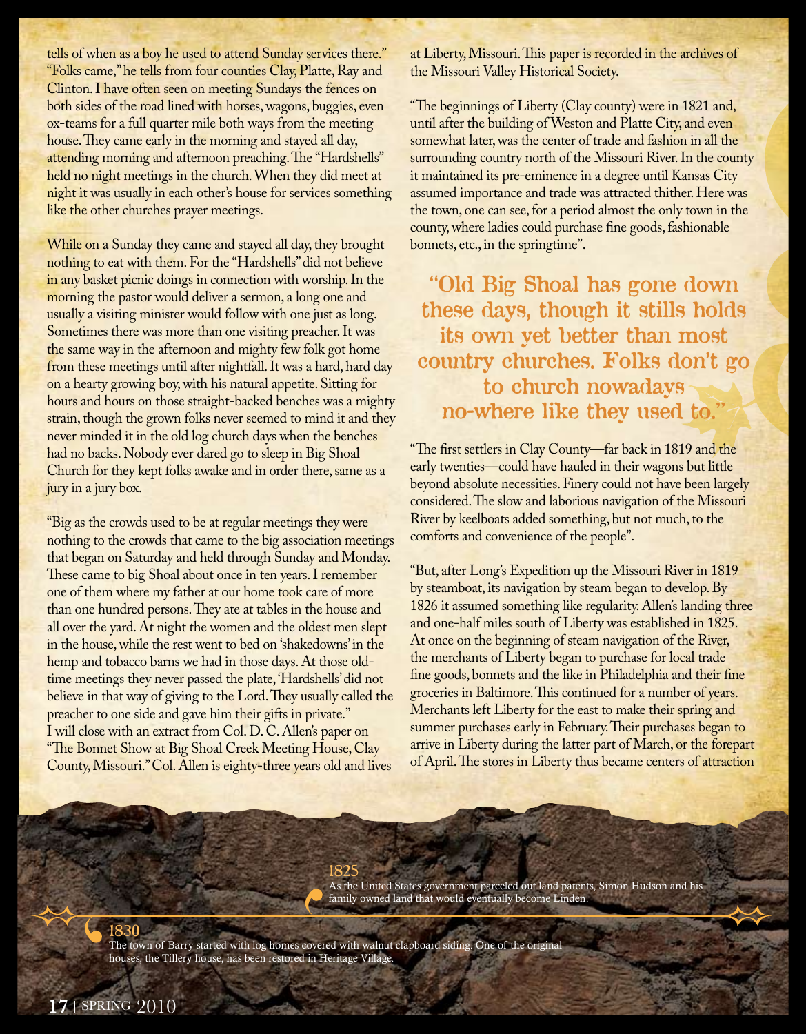tells of when as a boy he used to attend Sunday services there." "Folks came," he tells from four counties Clay, Platte, Ray and Clinton. I have often seen on meeting Sundays the fences on both sides of the road lined with horses, wagons, buggies, even ox-teams for a full quarter mile both ways from the meeting house. They came early in the morning and stayed all day, attending morning and afternoon preaching. The "Hardshells" held no night meetings in the church. When they did meet at night it was usually in each other's house for services something like the other churches prayer meetings.

While on a Sunday they came and stayed all day, they brought nothing to eat with them. For the "Hardshells" did not believe in any basket picnic doings in connection with worship. In the morning the pastor would deliver a sermon, a long one and usually a visiting minister would follow with one just as long. Sometimes there was more than one visiting preacher. It was the same way in the afternoon and mighty few folk got home from these meetings until after nightfall. It was a hard, hard day on a hearty growing boy, with his natural appetite. Sitting for hours and hours on those straight-backed benches was a mighty strain, though the grown folks never seemed to mind it and they never minded it in the old log church days when the benches had no backs. Nobody ever dared go to sleep in Big Shoal Church for they kept folks awake and in order there, same as a jury in a jury box.

"Big as the crowds used to be at regular meetings they were nothing to the crowds that came to the big association meetings that began on Saturday and held through Sunday and Monday. These came to big Shoal about once in ten years. I remember one of them where my father at our home took care of more than one hundred persons. They ate at tables in the house and all over the yard. At night the women and the oldest men slept in the house, while the rest went to bed on 'shakedowns' in the hemp and tobacco barns we had in those days. At those old-time meetings they never passed the plate, 'Hardshells' did not believe in that way of giving to the Lord. They usually called the preacher to one side and gave him their gifts in private."
I will close with an extract from Col. D. C. Allen's paper on "The Bonnet Show at Big Shoal Creek Meeting House, Clay County, Missouri." Col. Allen is eighty-three years old and lives at Liberty, Missouri. This paper is recorded in the archives of the Missouri Valley Historical Society.

"The beginnings of Liberty (Clay county) were in 1821 and, until after the building of Weston and Platte City, and even somewhat later, was the center of trade and fashion in all the surrounding country north of the Missouri River. In the county it maintained its pre-eminence in a degree until Kansas City assumed importance and trade was attracted thither. Here was the town, one can see, for a period almost the only town in the county, where ladies could purchase fine goods, fashionable bonnets, etc., in the springtime".

> "Old Big Shoal has gone down these days, though it stills holds its own yet better than most country churches. Folks don't go to church nowadays no-where like they used to."

"The first settlers in Clay County—far back in 1819 and the early twenties—could have hauled in their wagons but little beyond absolute necessities. Finery could not have been largely considered. The slow and laborious navigation of the Missouri River by keelboats added something, but not much, to the comforts and convenience of the people".

"But, after Long's Expedition up the Missouri River in 1819 by steamboat, its navigation by steam began to develop. By 1826 it assumed something like regularity. Allen's landing three and one-half miles south of Liberty was established in 1825. At once on the beginning of steam navigation of the River, the merchants of Liberty began to purchase for local trade fine goods, bonnets and the like in Philadelphia and their fine groceries in Baltimore. This continued for a number of years. Merchants left Liberty for the east to make their spring and summer purchases early in February. Their purchases began to arrive in Liberty during the latter part of March, or the forepart of April. The stores in Liberty thus became centers of attraction

**1825**
As the United States government parceled out land patents, Simon Hudson and his family owned land that would eventually become Linden.

**1830**
The town of Barry started with log homes covered with walnut clapboard siding. One of the original houses, the Tillery house, has been restored in Heritage Village.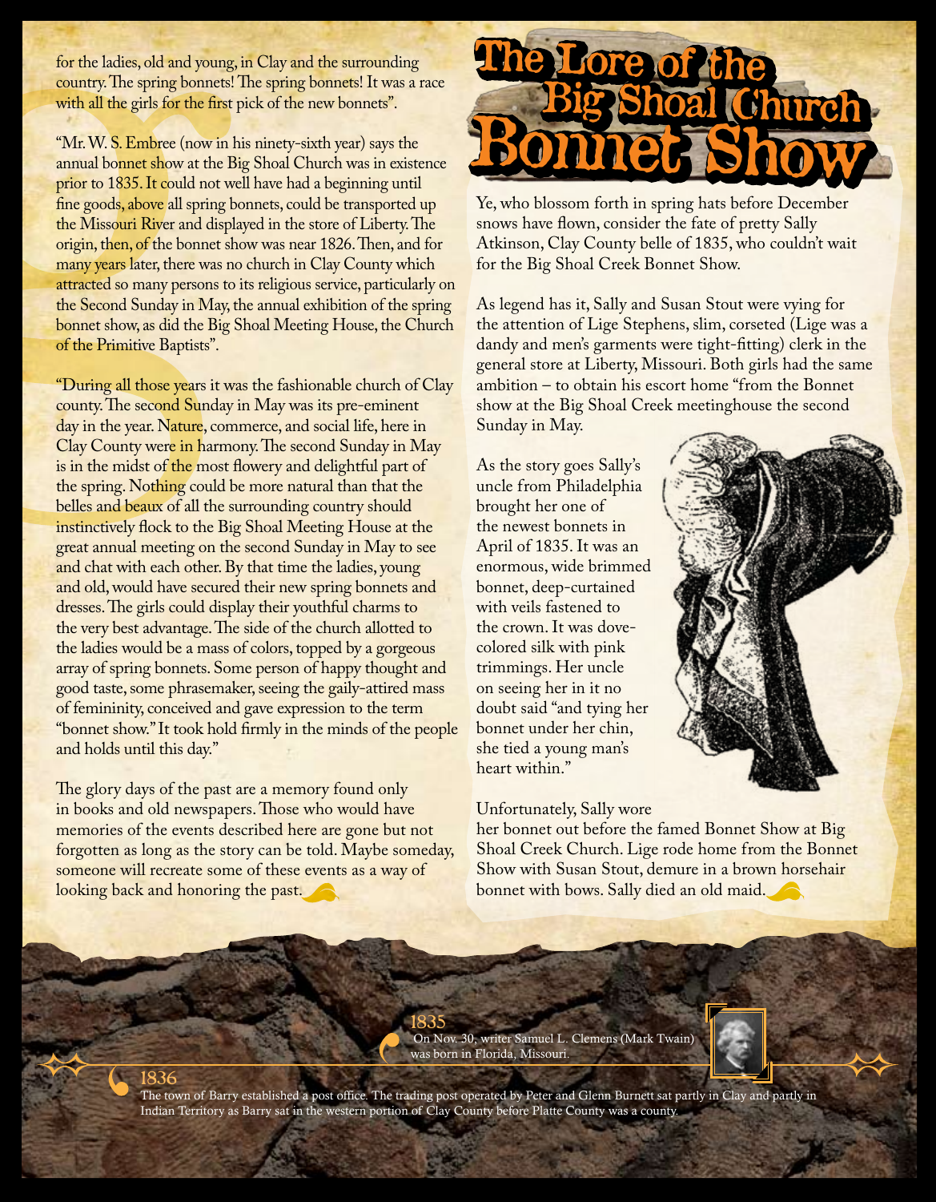for the ladies, old and young, in Clay and the surrounding country. The spring bonnets! The spring bonnets! It was a race with all the girls for the first pick of the new bonnets".

"Mr. W. S. Embree (now in his ninety-sixth year) says the annual bonnet show at the Big Shoal Church was in existence prior to 1835. It could not well have had a beginning until fine goods, above all spring bonnets, could be transported up the Missouri River and displayed in the store of Liberty. The origin, then, of the bonnet show was near 1826. Then, and for many years later, there was no church in Clay County which attracted so many persons to its religious service, particularly on the Second Sunday in May, the annual exhibition of the spring bonnet show, as did the Big Shoal Meeting House, the Church of the Primitive Baptists".

"During all those years it was the fashionable church of Clay county. The second Sunday in May was its pre-eminent day in the year. Nature, commerce, and social life, here in Clay County were in harmony. The second Sunday in May is in the midst of the most flowery and delightful part of the spring. Nothing could be more natural than that the belles and beaux of all the surrounding country should instinctively flock to the Big Shoal Meeting House at the great annual meeting on the second Sunday in May to see and chat with each other. By that time the ladies, young and old, would have secured their new spring bonnets and dresses. The girls could display their youthful charms to the very best advantage. The side of the church allotted to the ladies would be a mass of colors, topped by a gorgeous array of spring bonnets. Some person of happy thought and good taste, some phrasemaker, seeing the gaily-attired mass of femininity, conceived and gave expression to the term "bonnet show." It took hold firmly in the minds of the people and holds until this day."

The glory days of the past are a memory found only in books and old newspapers. Those who would have memories of the events described here are gone but not forgotten as long as the story can be told. Maybe someday, someone will recreate some of these events as a way of looking back and honoring the past.

# The Lore of the Big Shoal Church Bonnet Show

Ye, who blossom forth in spring hats before December snows have flown, consider the fate of pretty Sally Atkinson, Clay County belle of 1835, who couldn't wait for the Big Shoal Creek Bonnet Show.

As legend has it, Sally and Susan Stout were vying for the attention of Lige Stephens, slim, corseted (Lige was a dandy and men's garments were tight-fitting) clerk in the general store at Liberty, Missouri. Both girls had the same ambition – to obtain his escort home "from the Bonnet show at the Big Shoal Creek meetinghouse the second Sunday in May.

As the story goes Sally's uncle from Philadelphia brought her one of the newest bonnets in April of 1835. It was an enormous, wide brimmed bonnet, deep-curtained with veils fastened to the crown. It was dove-colored silk with pink trimmings. Her uncle on seeing her in it no doubt said "and tying her bonnet under her chin, she tied a young man's heart within."

Unfortunately, Sally wore her bonnet out before the famed Bonnet Show at Big Shoal Creek Church. Lige rode home from the Bonnet Show with Susan Stout, demure in a brown horsehair bonnet with bows. Sally died an old maid.

**1835**
On Nov. 30, writer Samuel L. Clemens (Mark Twain) was born in Florida, Missouri.

**1836**
The town of Barry established a post office. The trading post operated by Peter and Glenn Burnett sat partly in Clay and partly in Indian Territory as Barry sat in the western portion of Clay County before Platte County was a county.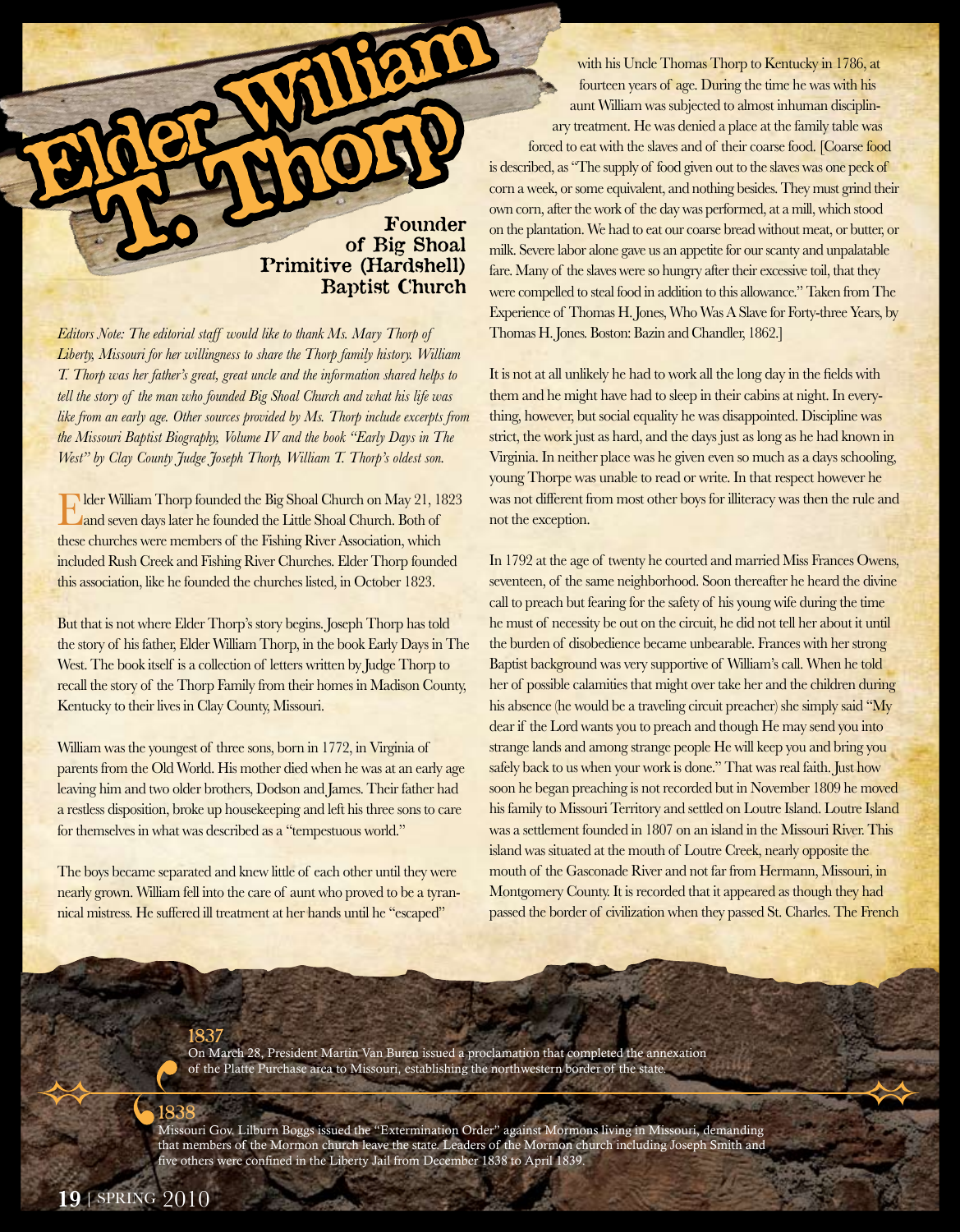# Elder William T. Thorp

## Founder of Big Shoal Primitive (Hardshell) Baptist Church

*Editors Note: The editorial staff would like to thank Ms. Mary Thorp of Liberty, Missouri for her willingness to share the Thorp family history. William T. Thorp was her father's great, great uncle and the information shared helps to tell the story of the man who founded Big Shoal Church and what his life was like from an early age. Other sources provided by Ms. Thorp include excerpts from the Missouri Baptist Biography, Volume IV and the book "Early Days in The West" by Clay County Judge Joseph Thorp, William T. Thorp's oldest son.*

Elder William Thorp founded the Big Shoal Church on May 21, 1823 and seven days later he founded the Little Shoal Church. Both of these churches were members of the Fishing River Association, which included Rush Creek and Fishing River Churches. Elder Thorp founded this association, like he founded the churches listed, in October 1823.

But that is not where Elder Thorp's story begins. Joseph Thorp has told the story of his father, Elder William Thorp, in the book Early Days in The West. The book itself is a collection of letters written by Judge Thorp to recall the story of the Thorp Family from their homes in Madison County, Kentucky to their lives in Clay County, Missouri.

William was the youngest of three sons, born in 1772, in Virginia of parents from the Old World. His mother died when he was at an early age leaving him and two older brothers, Dodson and James. Their father had a restless disposition, broke up housekeeping and left his three sons to care for themselves in what was described as a "tempestuous world."

The boys became separated and knew little of each other until they were nearly grown. William fell into the care of aunt who proved to be a tyrannical mistress. He suffered ill treatment at her hands until he "escaped" with his Uncle Thomas Thorp to Kentucky in 1786, at fourteen years of age. During the time he was with his aunt William was subjected to almost inhuman disciplinary treatment. He was denied a place at the family table was forced to eat with the slaves and of their coarse food. [Coarse food is described, as "The supply of food given out to the slaves was one peck of corn a week, or some equivalent, and nothing besides. They must grind their own corn, after the work of the day was performed, at a mill, which stood on the plantation. We had to eat our coarse bread without meat, or butter, or milk. Severe labor alone gave us an appetite for our scanty and unpalatable fare. Many of the slaves were so hungry after their excessive toil, that they were compelled to steal food in addition to this allowance." Taken from The Experience of Thomas H. Jones, Who Was A Slave for Forty-three Years, by Thomas H. Jones. Boston: Bazin and Chandler, 1862.]

It is not at all unlikely he had to work all the long day in the fields with them and he might have had to sleep in their cabins at night. In everything, however, but social equality he was disappointed. Discipline was strict, the work just as hard, and the days just as long as he had known in Virginia. In neither place was he given even so much as a days schooling, young Thorpe was unable to read or write. In that respect however he was not different from most other boys for illiteracy was then the rule and not the exception.

In 1792 at the age of twenty he courted and married Miss Frances Owens, seventeen, of the same neighborhood. Soon thereafter he heard the divine call to preach but fearing for the safety of his young wife during the time he must of necessity be out on the circuit, he did not tell her about it until the burden of disobedience became unbearable. Frances with her strong Baptist background was very supportive of William's call. When he told her of possible calamities that might over take her and the children during his absence (he would be a traveling circuit preacher) she simply said "My dear if the Lord wants you to preach and though He may send you into strange lands and among strange people He will keep you and bring you safely back to us when your work is done." That was real faith. Just how soon he began preaching is not recorded but in November 1809 he moved his family to Missouri Territory and settled on Loutre Island. Loutre Island was a settlement founded in 1807 on an island in the Missouri River. This island was situated at the mouth of Loutre Creek, nearly opposite the mouth of the Gasconade River and not far from Hermann, Missouri, in Montgomery County. It is recorded that it appeared as though they had passed the border of civilization when they passed St. Charles. The French

**1837**
On March 28, President Martin Van Buren issued a proclamation that completed the annexation of the Platte Purchase area to Missouri, establishing the northwestern border of the state.

**1838**
Missouri Gov. Lilburn Boggs issued the "Extermination Order" against Mormons living in Missouri, demanding that members of the Mormon church leave the state. Leaders of the Mormon church including Joseph Smith and five others were confined in the Liberty Jail from December 1838 to April 1839.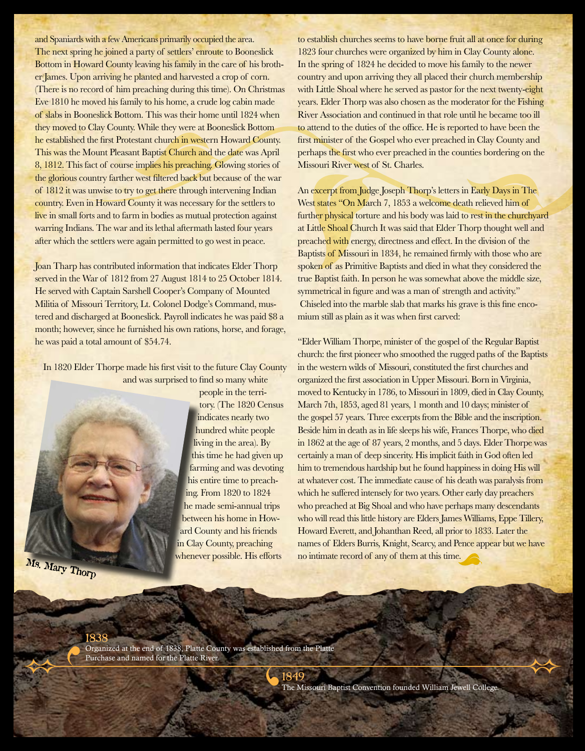and Spaniards with a few Americans primarily occupied the area. The next spring he joined a party of settlers' enroute to Booneslick Bottom in Howard County leaving his family in the care of his brother James. Upon arriving he planted and harvested a crop of corn. (There is no record of him preaching during this time). On Christmas Eve 1810 he moved his family to his home, a crude log cabin made of slabs in Booneslick Bottom. This was their home until 1824 when they moved to Clay County. While they were at Booneslick Bottom he established the first Protestant church in western Howard County. This was the Mount Pleasant Baptist Church and the date was April 8, 1812. This fact of course implies his preaching. Glowing stories of the glorious country farther west filtered back but because of the war of 1812 it was unwise to try to get there through intervening Indian country. Even in Howard County it was necessary for the settlers to live in small forts and to farm in bodies as mutual protection against warring Indians. The war and its lethal aftermath lasted four years after which the settlers were again permitted to go west in peace.

Joan Tharp has contributed information that indicates Elder Thorp served in the War of 1812 from 27 August 1814 to 25 October 1814. He served with Captain Sarshell Cooper's Company of Mounted Militia of Missouri Territory, Lt. Colonel Dodge's Command, mustered and discharged at Booneslick. Payroll indicates he was paid $8 a month; however, since he furnished his own rations, horse, and forage, he was paid a total amount of $54.74.

In 1820 Elder Thorpe made his first visit to the future Clay County and was surprised to find so many white people in the territory. (The 1820 Census indicates nearly two hundred white people living in the area). By this time he had given up farming and was devoting his entire time to preaching. From 1820 to 1824 he made semi-annual trips between his home in Howard County and his friends in Clay County, preaching whenever possible. His efforts to establish churches seems to have borne fruit all at once for during 1823 four churches were organized by him in Clay County alone. In the spring of 1824 he decided to move his family to the newer country and upon arriving they all placed their church membership with Little Shoal where he served as pastor for the next twenty-eight years. Elder Thorp was also chosen as the moderator for the Fishing River Association and continued in that role until he became too ill to attend to the duties of the office. He is reported to have been the first minister of the Gospel who ever preached in Clay County and perhaps the first who ever preached in the counties bordering on the Missouri River west of St. Charles.

Ms. Mary Thorp

An excerpt from Judge Joseph Thorp's letters in Early Days in The West states "On March 7, 1853 a welcome death relieved him of further physical torture and his body was laid to rest in the churchyard at Little Shoal Church It was said that Elder Thorp thought well and preached with energy, directness and effect. In the division of the Baptists of Missouri in 1834, he remained firmly with those who are spoken of as Primitive Baptists and died in what they considered the true Baptist faith. In person he was somewhat above the middle size, symmetrical in figure and was a man of strength and activity." Chiseled into the marble slab that marks his grave is this fine encomium still as plain as it was when first carved:

"Elder William Thorpe, minister of the gospel of the Regular Baptist church: the first pioneer who smoothed the rugged paths of the Baptists in the western wilds of Missouri, constituted the first churches and organized the first association in Upper Missouri. Born in Virginia, moved to Kentucky in 1786, to Missouri in 1809, died in Clay County, March 7th, 1853, aged 81 years, 1 month and 10 days; minister of the gospel 57 years. Three excerpts from the Bible and the inscription. Beside him in death as in life sleeps his wife, Frances Thorpe, who died in 1862 at the age of 87 years, 2 months, and 5 days. Elder Thorpe was certainly a man of deep sincerity. His implicit faith in God often led him to tremendous hardship but he found happiness in doing His will at whatever cost. The immediate cause of his death was paralysis from which he suffered intensely for two years. Other early day preachers who preached at Big Shoal and who have perhaps many descendants who will read this little history are Elders James Williams, Eppe Tillery, Howard Everett, and Johanthan Reed, all prior to 1833. Later the names of Elders Burris, Knight, Searcy, and Pence appear but we have no intimate record of any of them at this time.

**1838**
Organized at the end of 1838, Platte County was established from the Platte Purchase and named for the Platte River.

**1849**
The Missouri Baptist Convention founded William Jewell College.